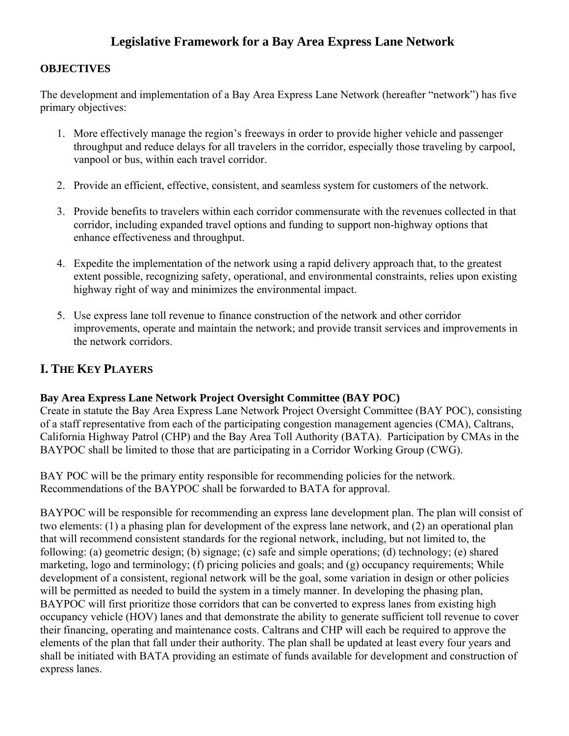# Legislative Framework for a Bay Area Express Lane Network

**OBJECTIVES**

The development and implementation of a Bay Area Express Lane Network (hereafter "network") has five primary objectives:

1. More effectively manage the region's freeways in order to provide higher vehicle and passenger throughput and reduce delays for all travelers in the corridor, especially those traveling by carpool, vanpool or bus, within each travel corridor.

2. Provide an efficient, effective, consistent, and seamless system for customers of the network.

3. Provide benefits to travelers within each corridor commensurate with the revenues collected in that corridor, including expanded travel options and funding to support non-highway options that enhance effectiveness and throughput.

4. Expedite the implementation of the network using a rapid delivery approach that, to the greatest extent possible, recognizing safety, operational, and environmental constraints, relies upon existing highway right of way and minimizes the environmental impact.

5. Use express lane toll revenue to finance construction of the network and other corridor improvements, operate and maintain the network; and provide transit services and improvements in the network corridors.

## I. THE KEY PLAYERS

**Bay Area Express Lane Network Project Oversight Committee (BAY POC)**
Create in statute the Bay Area Express Lane Network Project Oversight Committee (BAY POC), consisting of a staff representative from each of the participating congestion management agencies (CMA), Caltrans, California Highway Patrol (CHP) and the Bay Area Toll Authority (BATA). Participation by CMAs in the BAYPOC shall be limited to those that are participating in a Corridor Working Group (CWG).

BAY POC will be the primary entity responsible for recommending policies for the network. Recommendations of the BAYPOC shall be forwarded to BATA for approval.

BAYPOC will be responsible for recommending an express lane development plan. The plan will consist of two elements: (1) a phasing plan for development of the express lane network, and (2) an operational plan that will recommend consistent standards for the regional network, including, but not limited to, the following: (a) geometric design; (b) signage; (c) safe and simple operations; (d) technology; (e) shared marketing, logo and terminology; (f) pricing policies and goals; and (g) occupancy requirements; While development of a consistent, regional network will be the goal, some variation in design or other policies will be permitted as needed to build the system in a timely manner. In developing the phasing plan, BAYPOC will first prioritize those corridors that can be converted to express lanes from existing high occupancy vehicle (HOV) lanes and that demonstrate the ability to generate sufficient toll revenue to cover their financing, operating and maintenance costs. Caltrans and CHP will each be required to approve the elements of the plan that fall under their authority. The plan shall be updated at least every four years and shall be initiated with BATA providing an estimate of funds available for development and construction of express lanes.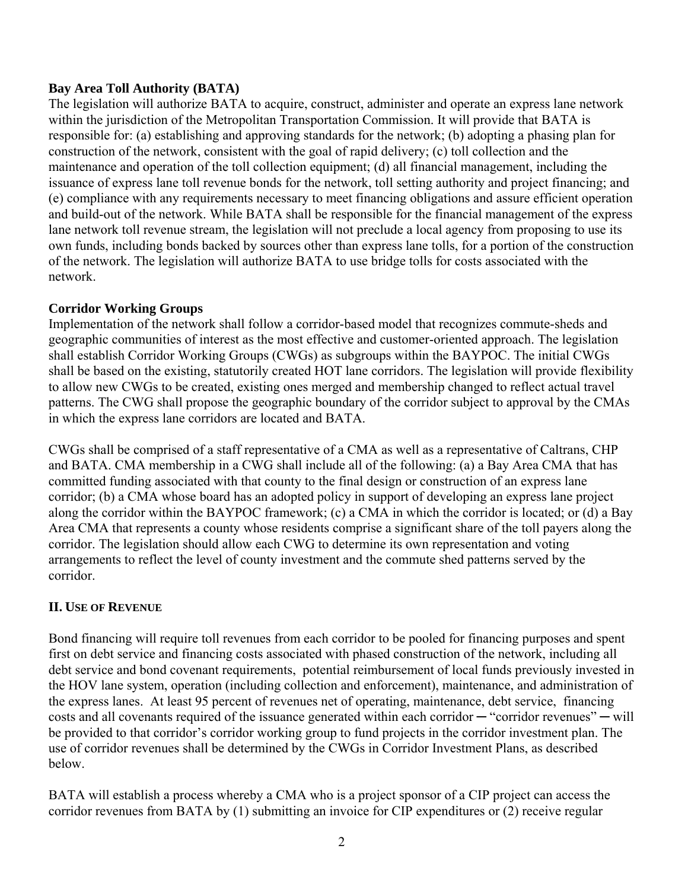**Bay Area Toll Authority (BATA)**

The legislation will authorize BATA to acquire, construct, administer and operate an express lane network within the jurisdiction of the Metropolitan Transportation Commission. It will provide that BATA is responsible for: (a) establishing and approving standards for the network; (b) adopting a phasing plan for construction of the network, consistent with the goal of rapid delivery; (c) toll collection and the maintenance and operation of the toll collection equipment; (d) all financial management, including the issuance of express lane toll revenue bonds for the network, toll setting authority and project financing; and (e) compliance with any requirements necessary to meet financing obligations and assure efficient operation and build-out of the network. While BATA shall be responsible for the financial management of the express lane network toll revenue stream, the legislation will not preclude a local agency from proposing to use its own funds, including bonds backed by sources other than express lane tolls, for a portion of the construction of the network. The legislation will authorize BATA to use bridge tolls for costs associated with the network.

**Corridor Working Groups**

Implementation of the network shall follow a corridor-based model that recognizes commute-sheds and geographic communities of interest as the most effective and customer-oriented approach. The legislation shall establish Corridor Working Groups (CWGs) as subgroups within the BAYPOC. The initial CWGs shall be based on the existing, statutorily created HOT lane corridors. The legislation will provide flexibility to allow new CWGs to be created, existing ones merged and membership changed to reflect actual travel patterns. The CWG shall propose the geographic boundary of the corridor subject to approval by the CMAs in which the express lane corridors are located and BATA.

CWGs shall be comprised of a staff representative of a CMA as well as a representative of Caltrans, CHP and BATA. CMA membership in a CWG shall include all of the following: (a) a Bay Area CMA that has committed funding associated with that county to the final design or construction of an express lane corridor; (b) a CMA whose board has an adopted policy in support of developing an express lane project along the corridor within the BAYPOC framework; (c) a CMA in which the corridor is located; or (d) a Bay Area CMA that represents a county whose residents comprise a significant share of the toll payers along the corridor. The legislation should allow each CWG to determine its own representation and voting arrangements to reflect the level of county investment and the commute shed patterns served by the corridor.

## II. Use of Revenue

Bond financing will require toll revenues from each corridor to be pooled for financing purposes and spent first on debt service and financing costs associated with phased construction of the network, including all debt service and bond covenant requirements, potential reimbursement of local funds previously invested in the HOV lane system, operation (including collection and enforcement), maintenance, and administration of the express lanes. At least 95 percent of revenues net of operating, maintenance, debt service, financing costs and all covenants required of the issuance generated within each corridor ─ "corridor revenues" ─ will be provided to that corridor's corridor working group to fund projects in the corridor investment plan. The use of corridor revenues shall be determined by the CWGs in Corridor Investment Plans, as described below.

BATA will establish a process whereby a CMA who is a project sponsor of a CIP project can access the corridor revenues from BATA by (1) submitting an invoice for CIP expenditures or (2) receive regular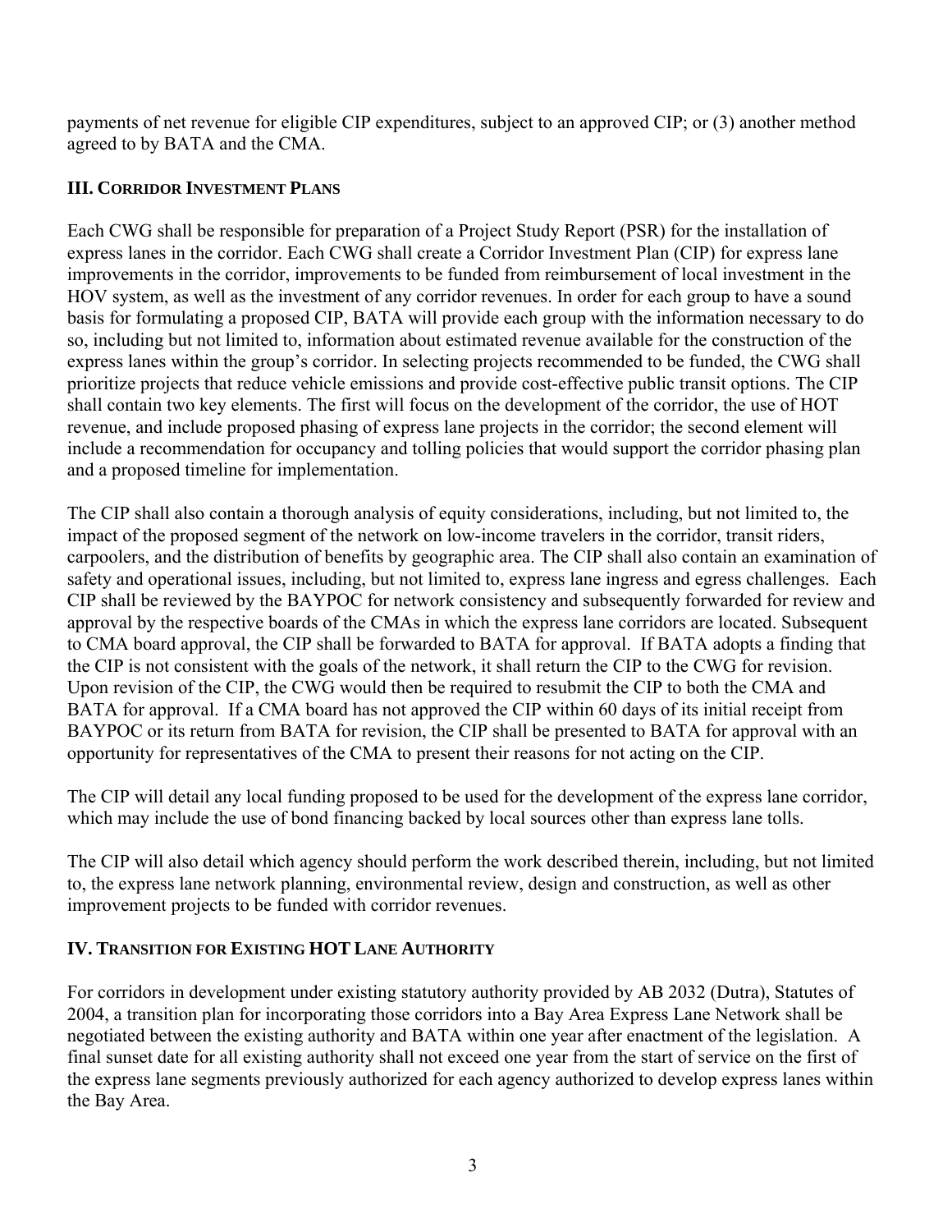payments of net revenue for eligible CIP expenditures, subject to an approved CIP; or (3) another method agreed to by BATA and the CMA.

## III. Corridor Investment Plans

Each CWG shall be responsible for preparation of a Project Study Report (PSR) for the installation of express lanes in the corridor. Each CWG shall create a Corridor Investment Plan (CIP) for express lane improvements in the corridor, improvements to be funded from reimbursement of local investment in the HOV system, as well as the investment of any corridor revenues. In order for each group to have a sound basis for formulating a proposed CIP, BATA will provide each group with the information necessary to do so, including but not limited to, information about estimated revenue available for the construction of the express lanes within the group's corridor. In selecting projects recommended to be funded, the CWG shall prioritize projects that reduce vehicle emissions and provide cost-effective public transit options. The CIP shall contain two key elements. The first will focus on the development of the corridor, the use of HOT revenue, and include proposed phasing of express lane projects in the corridor; the second element will include a recommendation for occupancy and tolling policies that would support the corridor phasing plan and a proposed timeline for implementation.

The CIP shall also contain a thorough analysis of equity considerations, including, but not limited to, the impact of the proposed segment of the network on low-income travelers in the corridor, transit riders, carpoolers, and the distribution of benefits by geographic area. The CIP shall also contain an examination of safety and operational issues, including, but not limited to, express lane ingress and egress challenges. Each CIP shall be reviewed by the BAYPOC for network consistency and subsequently forwarded for review and approval by the respective boards of the CMAs in which the express lane corridors are located. Subsequent to CMA board approval, the CIP shall be forwarded to BATA for approval. If BATA adopts a finding that the CIP is not consistent with the goals of the network, it shall return the CIP to the CWG for revision. Upon revision of the CIP, the CWG would then be required to resubmit the CIP to both the CMA and BATA for approval. If a CMA board has not approved the CIP within 60 days of its initial receipt from BAYPOC or its return from BATA for revision, the CIP shall be presented to BATA for approval with an opportunity for representatives of the CMA to present their reasons for not acting on the CIP.

The CIP will detail any local funding proposed to be used for the development of the express lane corridor, which may include the use of bond financing backed by local sources other than express lane tolls.

The CIP will also detail which agency should perform the work described therein, including, but not limited to, the express lane network planning, environmental review, design and construction, as well as other improvement projects to be funded with corridor revenues.

## IV. Transition for Existing HOT Lane Authority

For corridors in development under existing statutory authority provided by AB 2032 (Dutra), Statutes of 2004, a transition plan for incorporating those corridors into a Bay Area Express Lane Network shall be negotiated between the existing authority and BATA within one year after enactment of the legislation. A final sunset date for all existing authority shall not exceed one year from the start of service on the first of the express lane segments previously authorized for each agency authorized to develop express lanes within the Bay Area.